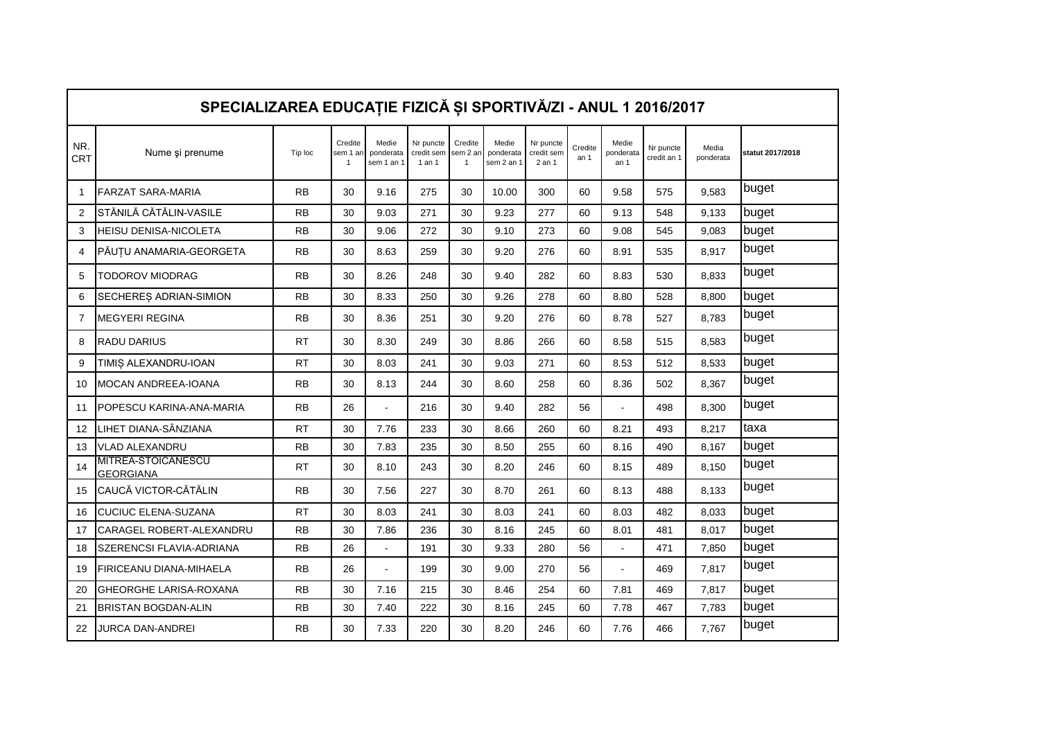| SPECIALIZAREA EDUCAȚIE FIZICĂ ȘI SPORTIVĂ/ZI - ANUL 1 2016/2017 | | | | | | | | | | | | | | |
|---|---|---|---|---|---|---|---|---|---|---|---|---|---|---|
| NR. CRT | Nume şi prenume | Tip loc | Credite sem 1 an 1 | Medie ponderata sem 1 an 1 | Nr puncte credit sem 1 an 1 | Credite sem 2 an 1 | Medie ponderata sem 2 an 1 | Nr puncte credit sem 2 an 1 | Credite an 1 | Medie ponderata an 1 | Nr puncte credit an 1 | Media ponderata | statut 2017/2018 |
| 1 | FARZAT SARA-MARIA | RB | 30 | 9.16 | 275 | 30 | 10.00 | 300 | 60 | 9.58 | 575 | 9,583 | buget |
| 2 | STĂNILĂ CĂTĂLIN-VASILE | RB | 30 | 9.03 | 271 | 30 | 9.23 | 277 | 60 | 9.13 | 548 | 9,133 | buget |
| 3 | HEISU DENISA-NICOLETA | RB | 30 | 9.06 | 272 | 30 | 9.10 | 273 | 60 | 9.08 | 545 | 9,083 | buget |
| 4 | PĂUȚU ANAMARIA-GEORGETA | RB | 30 | 8.63 | 259 | 30 | 9.20 | 276 | 60 | 8.91 | 535 | 8,917 | buget |
| 5 | TODOROV MIODRAG | RB | 30 | 8.26 | 248 | 30 | 9.40 | 282 | 60 | 8.83 | 530 | 8,833 | buget |
| 6 | SECHEREȘ ADRIAN-SIMION | RB | 30 | 8.33 | 250 | 30 | 9.26 | 278 | 60 | 8.80 | 528 | 8,800 | buget |
| 7 | MEGYERI REGINA | RB | 30 | 8.36 | 251 | 30 | 9.20 | 276 | 60 | 8.78 | 527 | 8,783 | buget |
| 8 | RADU DARIUS | RT | 30 | 8.30 | 249 | 30 | 8.86 | 266 | 60 | 8.58 | 515 | 8,583 | buget |
| 9 | TIMIȘ ALEXANDRU-IOAN | RT | 30 | 8.03 | 241 | 30 | 9.03 | 271 | 60 | 8.53 | 512 | 8,533 | buget |
| 10 | MOCAN ANDREEA-IOANA | RB | 30 | 8.13 | 244 | 30 | 8.60 | 258 | 60 | 8.36 | 502 | 8,367 | buget |
| 11 | POPESCU KARINA-ANA-MARIA | RB | 26 | - | 216 | 30 | 9.40 | 282 | 56 | - | 498 | 8,300 | buget |
| 12 | LIHET DIANA-SÂNZIANA | RT | 30 | 7.76 | 233 | 30 | 8.66 | 260 | 60 | 8.21 | 493 | 8,217 | taxa |
| 13 | VLAD ALEXANDRU | RB | 30 | 7.83 | 235 | 30 | 8.50 | 255 | 60 | 8.16 | 490 | 8,167 | buget |
| 14 | MITREA-STOICĂNESCU GEORGIANA | RT | 30 | 8.10 | 243 | 30 | 8.20 | 246 | 60 | 8.15 | 489 | 8,150 | buget |
| 15 | CAUCĂ VICTOR-CĂTĂLIN | RB | 30 | 7.56 | 227 | 30 | 8.70 | 261 | 60 | 8.13 | 488 | 8,133 | buget |
| 16 | CUCIUC ELENA-SUZANA | RT | 30 | 8.03 | 241 | 30 | 8.03 | 241 | 60 | 8.03 | 482 | 8,033 | buget |
| 17 | CARAGEL ROBERT-ALEXANDRU | RB | 30 | 7.86 | 236 | 30 | 8.16 | 245 | 60 | 8.01 | 481 | 8,017 | buget |
| 18 | SZERENCSI FLAVIA-ADRIANA | RB | 26 | - | 191 | 30 | 9.33 | 280 | 56 | - | 471 | 7,850 | buget |
| 19 | FIRICEANU DIANA-MIHAELA | RB | 26 | - | 199 | 30 | 9.00 | 270 | 56 | - | 469 | 7,817 | buget |
| 20 | GHEORGHE LARISA-ROXANA | RB | 30 | 7.16 | 215 | 30 | 8.46 | 254 | 60 | 7.81 | 469 | 7,817 | buget |
| 21 | BRISTAN BOGDAN-ALIN | RB | 30 | 7.40 | 222 | 30 | 8.16 | 245 | 60 | 7.78 | 467 | 7,783 | buget |
| 22 | JURCA DAN-ANDREI | RB | 30 | 7.33 | 220 | 30 | 8.20 | 246 | 60 | 7.76 | 466 | 7,767 | buget |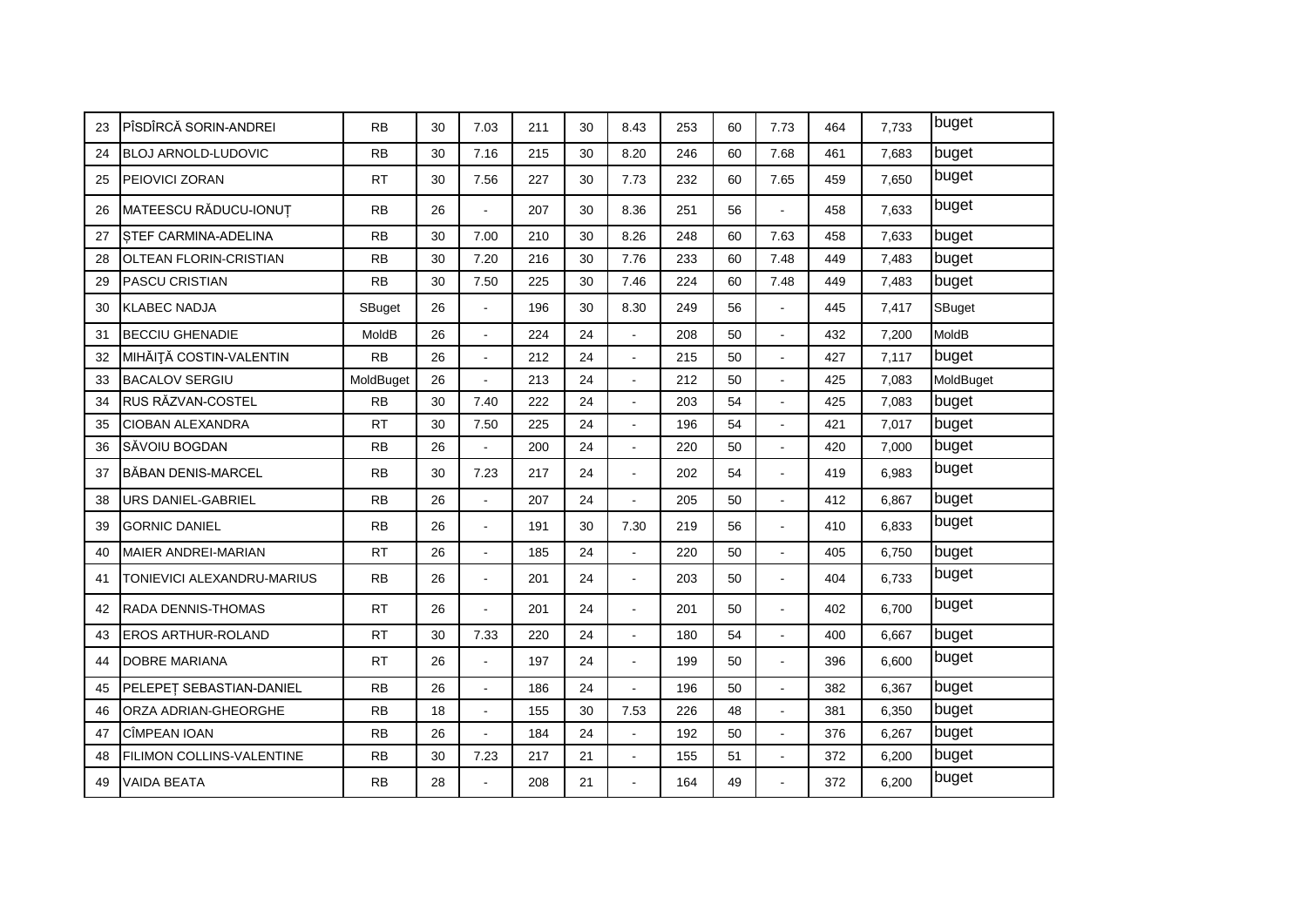|  |  |  |  |  |  |  |  |  |  |  |  |  |  |
|---|---|---|---|---|---|---|---|---|---|---|---|---|---|
| 23 | PÎSDÎRCĂ SORIN-ANDREI | RB | 30 | 7.03 | 211 | 30 | 8.43 | 253 | 60 | 7.73 | 464 | 7,733 | buget |
| 24 | BLOJ ARNOLD-LUDOVIC | RB | 30 | 7.16 | 215 | 30 | 8.20 | 246 | 60 | 7.68 | 461 | 7,683 | buget |
| 25 | PEIOVICI ZORAN | RT | 30 | 7.56 | 227 | 30 | 7.73 | 232 | 60 | 7.65 | 459 | 7,650 | buget |
| 26 | MATEESCU RĂDUCU-IONUȚ | RB | 26 | - | 207 | 30 | 8.36 | 251 | 56 | - | 458 | 7,633 | buget |
| 27 | ȘTEF CARMINA-ADELINA | RB | 30 | 7.00 | 210 | 30 | 8.26 | 248 | 60 | 7.63 | 458 | 7,633 | buget |
| 28 | OLTEAN FLORIN-CRISTIAN | RB | 30 | 7.20 | 216 | 30 | 7.76 | 233 | 60 | 7.48 | 449 | 7,483 | buget |
| 29 | PASCU CRISTIAN | RB | 30 | 7.50 | 225 | 30 | 7.46 | 224 | 60 | 7.48 | 449 | 7,483 | buget |
| 30 | KLABEC NADJA | SBuget | 26 | - | 196 | 30 | 8.30 | 249 | 56 | - | 445 | 7,417 | SBuget |
| 31 | BECCIU GHENADIE | MoldB | 26 | - | 224 | 24 | - | 208 | 50 | - | 432 | 7,200 | MoldB |
| 32 | MIHĂIȚĂ COSTIN-VALENTIN | RB | 26 | - | 212 | 24 | - | 215 | 50 | - | 427 | 7,117 | buget |
| 33 | BACALOV SERGIU | MoldBuget | 26 | - | 213 | 24 | - | 212 | 50 | - | 425 | 7,083 | MoldBuget |
| 34 | RUS RĂZVAN-COSTEL | RB | 30 | 7.40 | 222 | 24 | - | 203 | 54 | - | 425 | 7,083 | buget |
| 35 | CIOBAN ALEXANDRA | RT | 30 | 7.50 | 225 | 24 | - | 196 | 54 | - | 421 | 7,017 | buget |
| 36 | SĂVOIU BOGDAN | RB | 26 | - | 200 | 24 | - | 220 | 50 | - | 420 | 7,000 | buget |
| 37 | BĂBAN DENIS-MARCEL | RB | 30 | 7.23 | 217 | 24 | - | 202 | 54 | - | 419 | 6,983 | buget |
| 38 | URS DANIEL-GABRIEL | RB | 26 | - | 207 | 24 | - | 205 | 50 | - | 412 | 6,867 | buget |
| 39 | GORNIC DANIEL | RB | 26 | - | 191 | 30 | 7.30 | 219 | 56 | - | 410 | 6,833 | buget |
| 40 | MAIER ANDREI-MARIAN | RT | 26 | - | 185 | 24 | - | 220 | 50 | - | 405 | 6,750 | buget |
| 41 | TONIEVICI ALEXANDRU-MARIUS | RB | 26 | - | 201 | 24 | - | 203 | 50 | - | 404 | 6,733 | buget |
| 42 | RADA DENNIS-THOMAS | RT | 26 | - | 201 | 24 | - | 201 | 50 | - | 402 | 6,700 | buget |
| 43 | EROS ARTHUR-ROLAND | RT | 30 | 7.33 | 220 | 24 | - | 180 | 54 | - | 400 | 6,667 | buget |
| 44 | DOBRE MARIANA | RT | 26 | - | 197 | 24 | - | 199 | 50 | - | 396 | 6,600 | buget |
| 45 | PELEPEȚ SEBASTIAN-DANIEL | RB | 26 | - | 186 | 24 | - | 196 | 50 | - | 382 | 6,367 | buget |
| 46 | ORZA ADRIAN-GHEORGHE | RB | 18 | - | 155 | 30 | 7.53 | 226 | 48 | - | 381 | 6,350 | buget |
| 47 | CÎMPEAN IOAN | RB | 26 | - | 184 | 24 | - | 192 | 50 | - | 376 | 6,267 | buget |
| 48 | FILIMON COLLINS-VALENTINE | RB | 30 | 7.23 | 217 | 21 | - | 155 | 51 | - | 372 | 6,200 | buget |
| 49 | VAIDA BEATA | RB | 28 | - | 208 | 21 | - | 164 | 49 | - | 372 | 6,200 | buget |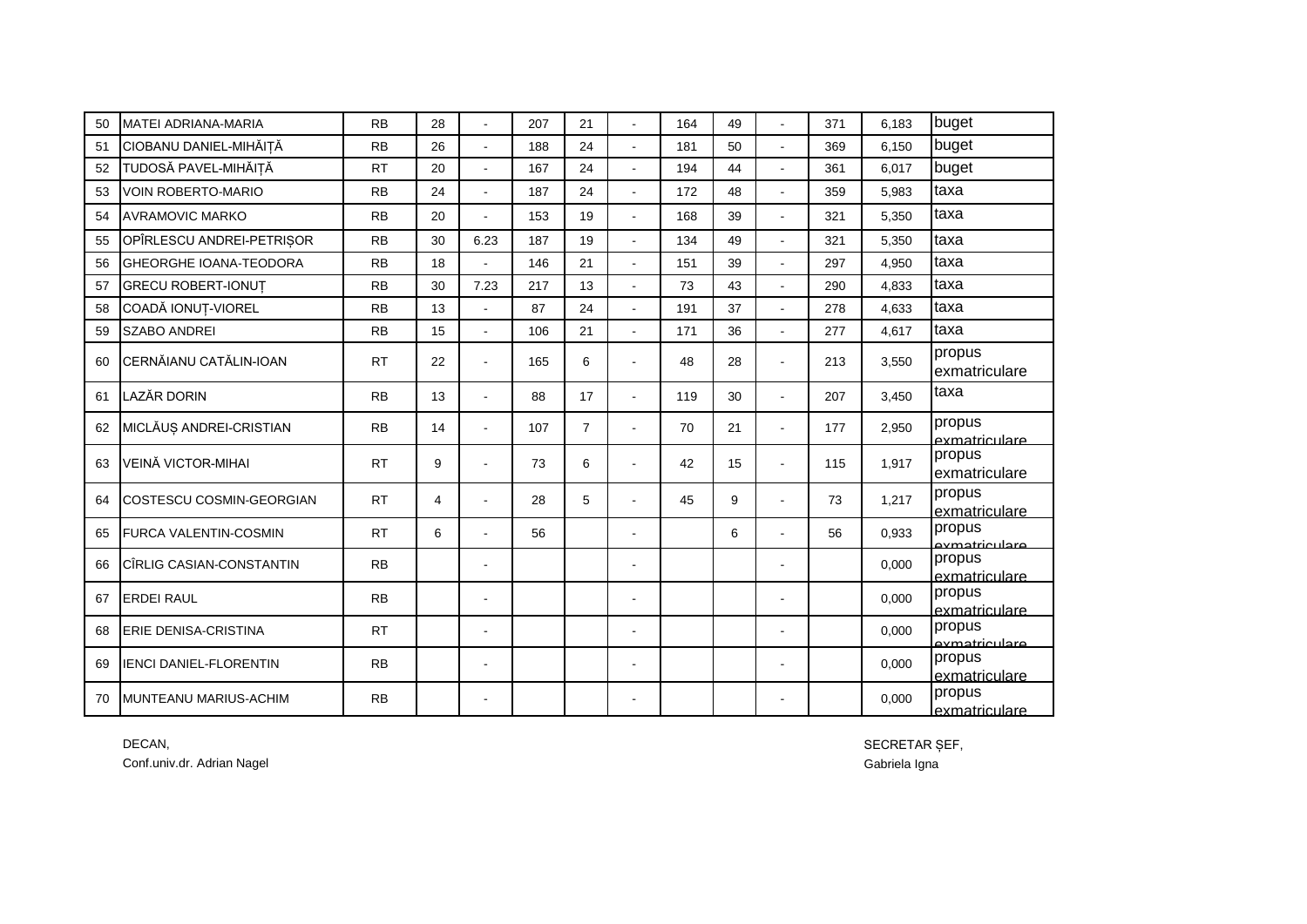| | | | | | | | | | | | | | | |
|---|---|---|---|---|---|---|---|---|---|---|---|---|---|---|
| 50 | MATEI ADRIANA-MARIA | RB | 28 | - | 207 | 21 | - | 164 | 49 | - | 371 | 6,183 | buget |
| 51 | CIOBANU DANIEL-MIHĂIȚĂ | RB | 26 | - | 188 | 24 | - | 181 | 50 | - | 369 | 6,150 | buget |
| 52 | TUDOSĂ PAVEL-MIHĂIȚĂ | RT | 20 | - | 167 | 24 | - | 194 | 44 | - | 361 | 6,017 | buget |
| 53 | VOIN ROBERTO-MARIO | RB | 24 | - | 187 | 24 | - | 172 | 48 | - | 359 | 5,983 | taxa |
| 54 | AVRAMOVIC MARKO | RB | 20 | - | 153 | 19 | - | 168 | 39 | - | 321 | 5,350 | taxa |
| 55 | OPÎRLESCU ANDREI-PETRIȘOR | RB | 30 | 6.23 | 187 | 19 | - | 134 | 49 | - | 321 | 5,350 | taxa |
| 56 | GHEORGHE IOANA-TEODORA | RB | 18 | - | 146 | 21 | - | 151 | 39 | - | 297 | 4,950 | taxa |
| 57 | GRECU ROBERT-IONUȚ | RB | 30 | 7.23 | 217 | 13 | - | 73 | 43 | - | 290 | 4,833 | taxa |
| 58 | COADĂ IONUȚ-VIOREL | RB | 13 | - | 87 | 24 | - | 191 | 37 | - | 278 | 4,633 | taxa |
| 59 | SZABO ANDREI | RB | 15 | - | 106 | 21 | - | 171 | 36 | - | 277 | 4,617 | taxa |
| 60 | CERNĂIANU CATĂLIN-IOAN | RT | 22 | - | 165 | 6 | - | 48 | 28 | - | 213 | 3,550 | propus exmatriculare |
| 61 | LAZĂR DORIN | RB | 13 | - | 88 | 17 | - | 119 | 30 | - | 207 | 3,450 | taxa |
| 62 | MICLĂUȘ ANDREI-CRISTIAN | RB | 14 | - | 107 | 7 | - | 70 | 21 | - | 177 | 2,950 | propus exmatriculare |
| 63 | VEINĂ VICTOR-MIHAI | RT | 9 | - | 73 | 6 | - | 42 | 15 | - | 115 | 1,917 | propus exmatriculare |
| 64 | COSTESCU COSMIN-GEORGIAN | RT | 4 | - | 28 | 5 | - | 45 | 9 | - | 73 | 1,217 | propus exmatriculare |
| 65 | FURCA VALENTIN-COSMIN | RT | 6 | - | 56 | | - | | 6 | - | 56 | 0,933 | propus exmatriculare |
| 66 | CÎRLIG CASIAN-CONSTANTIN | RB | | - | | | - | | | - | | 0,000 | propus exmatriculare |
| 67 | ERDEI RAUL | RB | | - | | | - | | | - | | 0,000 | propus exmatriculare |
| 68 | ERIE DENISA-CRISTINA | RT | | - | | | - | | | - | | 0,000 | propus exmatriculare |
| 69 | IENCI DANIEL-FLORENTIN | RB | | - | | | - | | | - | | 0,000 | propus exmatriculare |
| 70 | MUNTEANU MARIUS-ACHIM | RB | | - | | | - | | | - | | 0,000 | propus exmatriculare |

DECAN,
Conf.univ.dr. Adrian Nagel

SECRETAR ȘEF,
Gabriela Igna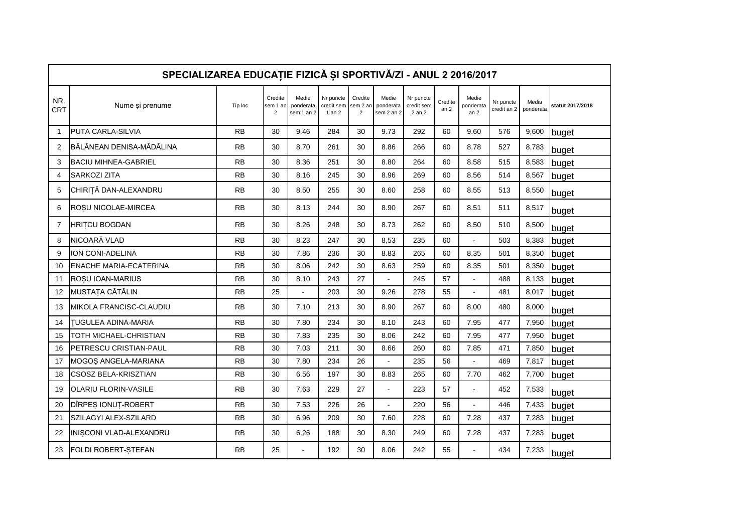## SPECIALIZAREA EDUCAȚIE FIZICĂ ȘI SPORTIVĂ/ZI - ANUL 2 2016/2017

| NR. CRT | Nume şi prenume | Tip loc | Credite sem 1 an 2 | Medie ponderata sem 1 an 2 | Nr puncte credit sem 1 an 2 | Credite sem 2 an 2 | Medie ponderata sem 2 an 2 | Nr puncte credit sem 2 an 2 | Credite an 2 | Medie ponderata an 2 | Nr puncte credit an 2 | Media ponderata | statut 2017/2018 |
|---|---|---|---|---|---|---|---|---|---|---|---|---|---|
| 1 | PUTA CARLA-SILVIA | RB | 30 | 9.46 | 284 | 30 | 9.73 | 292 | 60 | 9.60 | 576 | 9,600 | buget |
| 2 | BĂLĂNEAN DENISA-MĂDĂLINA | RB | 30 | 8.70 | 261 | 30 | 8.86 | 266 | 60 | 8.78 | 527 | 8,783 | buget |
| 3 | BACIU MIHNEA-GABRIEL | RB | 30 | 8.36 | 251 | 30 | 8.80 | 264 | 60 | 8.58 | 515 | 8,583 | buget |
| 4 | SARKOZI ZITA | RB | 30 | 8.16 | 245 | 30 | 8.96 | 269 | 60 | 8.56 | 514 | 8,567 | buget |
| 5 | CHIRIȚĂ DAN-ALEXANDRU | RB | 30 | 8.50 | 255 | 30 | 8.60 | 258 | 60 | 8.55 | 513 | 8,550 | buget |
| 6 | ROȘU NICOLAE-MIRCEA | RB | 30 | 8.13 | 244 | 30 | 8.90 | 267 | 60 | 8.51 | 511 | 8,517 | buget |
| 7 | HRIȚCU BOGDAN | RB | 30 | 8.26 | 248 | 30 | 8.73 | 262 | 60 | 8.50 | 510 | 8,500 | buget |
| 8 | NICOARĂ VLAD | RB | 30 | 8.23 | 247 | 30 | 8,53 | 235 | 60 | - | 503 | 8,383 | buget |
| 9 | ION CONI-ADELINA | RB | 30 | 7.86 | 236 | 30 | 8.83 | 265 | 60 | 8.35 | 501 | 8,350 | buget |
| 10 | ENACHE MARIA-ECATERINA | RB | 30 | 8.06 | 242 | 30 | 8.63 | 259 | 60 | 8.35 | 501 | 8,350 | buget |
| 11 | ROȘU IOAN-MARIUS | RB | 30 | 8.10 | 243 | 27 | - | 245 | 57 | - | 488 | 8,133 | buget |
| 12 | MUSTAȚA CĂTĂLIN | RB | 25 | - | 203 | 30 | 9.26 | 278 | 55 | - | 481 | 8,017 | buget |
| 13 | MIKOLA FRANCISC-CLAUDIU | RB | 30 | 7.10 | 213 | 30 | 8.90 | 267 | 60 | 8.00 | 480 | 8,000 | buget |
| 14 | ȚUGULEA ADINA-MARIA | RB | 30 | 7.80 | 234 | 30 | 8.10 | 243 | 60 | 7.95 | 477 | 7,950 | buget |
| 15 | TOTH MICHAEL-CHRISTIAN | RB | 30 | 7.83 | 235 | 30 | 8.06 | 242 | 60 | 7.95 | 477 | 7,950 | buget |
| 16 | PETRESCU CRISTIAN-PAUL | RB | 30 | 7.03 | 211 | 30 | 8.66 | 260 | 60 | 7.85 | 471 | 7,850 | buget |
| 17 | MOGOȘ ANGELA-MARIANA | RB | 30 | 7.80 | 234 | 26 | - | 235 | 56 | - | 469 | 7,817 | buget |
| 18 | CSOSZ BELA-KRISZTIAN | RB | 30 | 6.56 | 197 | 30 | 8.83 | 265 | 60 | 7.70 | 462 | 7,700 | buget |
| 19 | OLARIU FLORIN-VASILE | RB | 30 | 7.63 | 229 | 27 | - | 223 | 57 | - | 452 | 7,533 | buget |
| 20 | DÎRPEȘ IONUȚ-ROBERT | RB | 30 | 7.53 | 226 | 26 | - | 220 | 56 | - | 446 | 7,433 | buget |
| 21 | SZILAGYI ALEX-SZILARD | RB | 30 | 6.96 | 209 | 30 | 7.60 | 228 | 60 | 7.28 | 437 | 7,283 | buget |
| 22 | INIȘCONI VLAD-ALEXANDRU | RB | 30 | 6.26 | 188 | 30 | 8.30 | 249 | 60 | 7.28 | 437 | 7,283 | buget |
| 23 | FOLDI ROBERT-ȘTEFAN | RB | 25 | - | 192 | 30 | 8.06 | 242 | 55 | - | 434 | 7,233 | buget |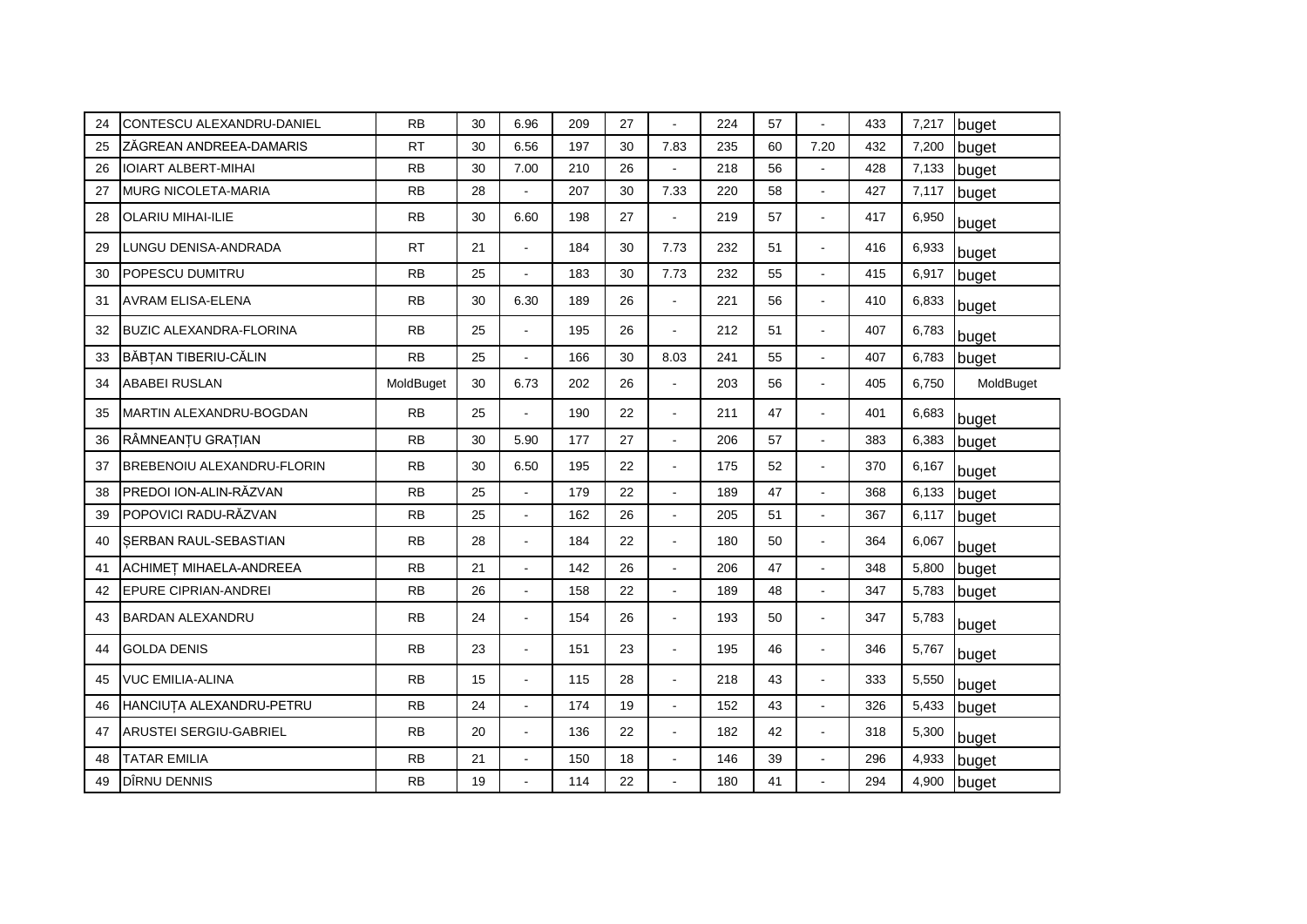| 24 | CONTESCU ALEXANDRU-DANIEL | RB | 30 | 6.96 | 209 | 27 | - | 224 | 57 | - | 433 | 7,217 | buget |
|---|---|---|---|---|---|---|---|---|---|---|---|---|---|
| 25 | ZĂGREAN ANDREEA-DAMARIS | RT | 30 | 6.56 | 197 | 30 | 7.83 | 235 | 60 | 7.20 | 432 | 7,200 | buget |
| 26 | IOIART ALBERT-MIHAI | RB | 30 | 7.00 | 210 | 26 | - | 218 | 56 | - | 428 | 7,133 | buget |
| 27 | MURG NICOLETA-MARIA | RB | 28 | - | 207 | 30 | 7.33 | 220 | 58 | - | 427 | 7,117 | buget |
| 28 | OLARIU MIHAI-ILIE | RB | 30 | 6.60 | 198 | 27 | - | 219 | 57 | - | 417 | 6,950 | buget |
| 29 | LUNGU DENISA-ANDRADA | RT | 21 | - | 184 | 30 | 7.73 | 232 | 51 | - | 416 | 6,933 | buget |
| 30 | POPESCU DUMITRU | RB | 25 | - | 183 | 30 | 7.73 | 232 | 55 | - | 415 | 6,917 | buget |
| 31 | AVRAM ELISA-ELENA | RB | 30 | 6.30 | 189 | 26 | - | 221 | 56 | - | 410 | 6,833 | buget |
| 32 | BUZIC ALEXANDRA-FLORINA | RB | 25 | - | 195 | 26 | - | 212 | 51 | - | 407 | 6,783 | buget |
| 33 | BĂBȚAN TIBERIU-CĂLIN | RB | 25 | - | 166 | 30 | 8.03 | 241 | 55 | - | 407 | 6,783 | buget |
| 34 | ABABEI RUSLAN | MoldBuget | 30 | 6.73 | 202 | 26 | - | 203 | 56 | - | 405 | 6,750 | MoldBuget |
| 35 | MARTIN ALEXANDRU-BOGDAN | RB | 25 | - | 190 | 22 | - | 211 | 47 | - | 401 | 6,683 | buget |
| 36 | RÂMNEANȚU GRAȚIAN | RB | 30 | 5.90 | 177 | 27 | - | 206 | 57 | - | 383 | 6,383 | buget |
| 37 | BREBENOIU ALEXANDRU-FLORIN | RB | 30 | 6.50 | 195 | 22 | - | 175 | 52 | - | 370 | 6,167 | buget |
| 38 | PREDOI ION-ALIN-RĂZVAN | RB | 25 | - | 179 | 22 | - | 189 | 47 | - | 368 | 6,133 | buget |
| 39 | POPOVICI RADU-RĂZVAN | RB | 25 | - | 162 | 26 | - | 205 | 51 | - | 367 | 6,117 | buget |
| 40 | ȘERBAN RAUL-SEBASTIAN | RB | 28 | - | 184 | 22 | - | 180 | 50 | - | 364 | 6,067 | buget |
| 41 | ACHIMEȚ MIHAELA-ANDREEA | RB | 21 | - | 142 | 26 | - | 206 | 47 | - | 348 | 5,800 | buget |
| 42 | EPURE CIPRIAN-ANDREI | RB | 26 | - | 158 | 22 | - | 189 | 48 | - | 347 | 5,783 | buget |
| 43 | BARDAN ALEXANDRU | RB | 24 | - | 154 | 26 | - | 193 | 50 | - | 347 | 5,783 | buget |
| 44 | GOLDA DENIS | RB | 23 | - | 151 | 23 | - | 195 | 46 | - | 346 | 5,767 | buget |
| 45 | VUC EMILIA-ALINA | RB | 15 | - | 115 | 28 | - | 218 | 43 | - | 333 | 5,550 | buget |
| 46 | HANCIUȚA ALEXANDRU-PETRU | RB | 24 | - | 174 | 19 | - | 152 | 43 | - | 326 | 5,433 | buget |
| 47 | ARUSTEI SERGIU-GABRIEL | RB | 20 | - | 136 | 22 | - | 182 | 42 | - | 318 | 5,300 | buget |
| 48 | TATAR EMILIA | RB | 21 | - | 150 | 18 | - | 146 | 39 | - | 296 | 4,933 | buget |
| 49 | DÎRNU DENNIS | RB | 19 | - | 114 | 22 | - | 180 | 41 | - | 294 | 4,900 | buget |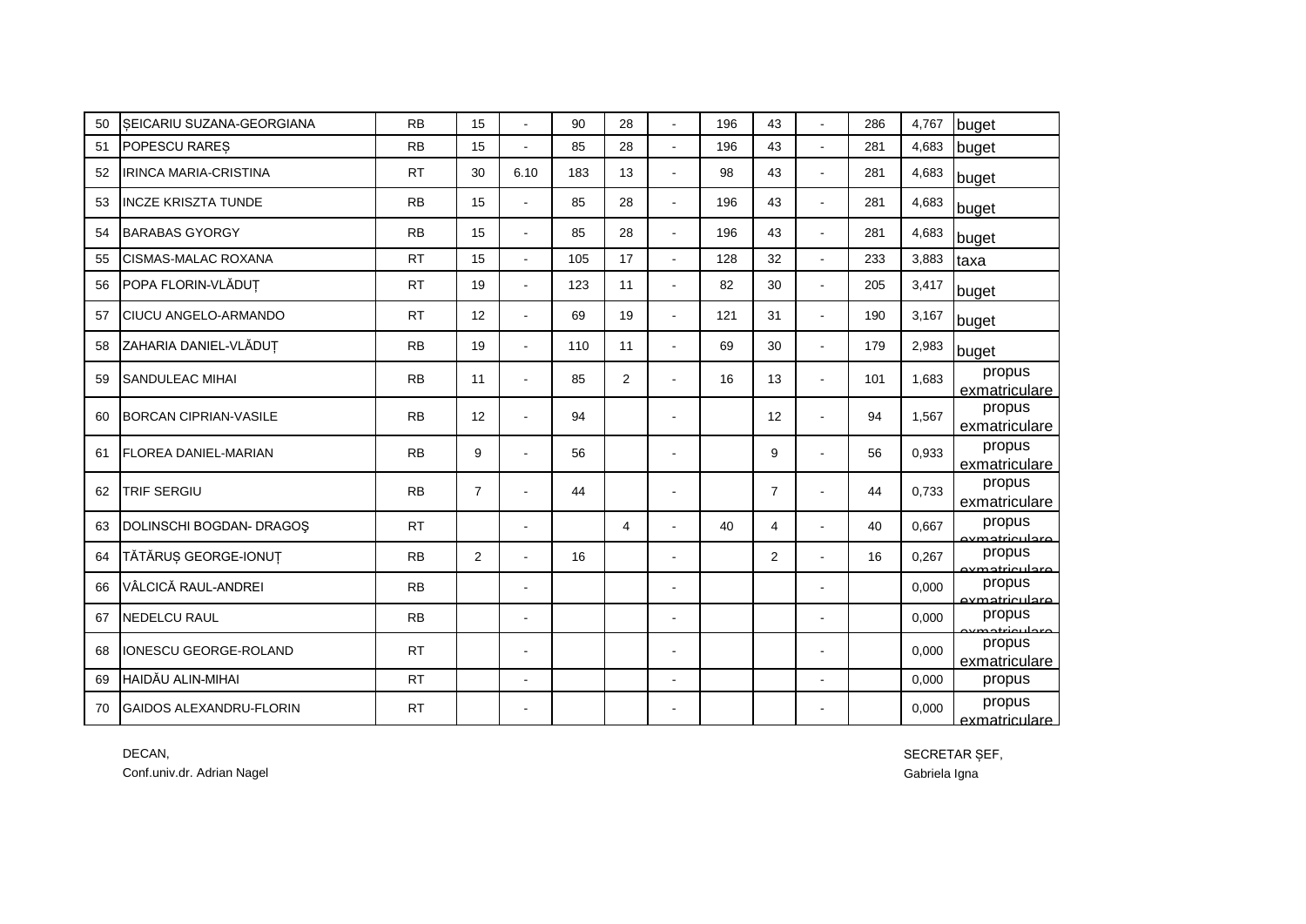| | | | | | | | | | | | | | |
|---|---|---|---|---|---|---|---|---|---|---|---|---|---|
| 50 | ȘEICARIU SUZANA-GEORGIANA | RB | 15 | - | 90 | 28 | - | 196 | 43 | - | 286 | 4,767 | buget |
| 51 | POPESCU RAREȘ | RB | 15 | - | 85 | 28 | - | 196 | 43 | - | 281 | 4,683 | buget |
| 52 | IRINCA MARIA-CRISTINA | RT | 30 | 6.10 | 183 | 13 | - | 98 | 43 | - | 281 | 4,683 | buget |
| 53 | INCZE KRISZTA TUNDE | RB | 15 | - | 85 | 28 | - | 196 | 43 | - | 281 | 4,683 | buget |
| 54 | BARABAS GYORGY | RB | 15 | - | 85 | 28 | - | 196 | 43 | - | 281 | 4,683 | buget |
| 55 | CISMAS-MALAC ROXANA | RT | 15 | - | 105 | 17 | - | 128 | 32 | - | 233 | 3,883 | taxa |
| 56 | POPA FLORIN-VLĂDUȚ | RT | 19 | - | 123 | 11 | - | 82 | 30 | - | 205 | 3,417 | buget |
| 57 | CIUCU ANGELO-ARMANDO | RT | 12 | - | 69 | 19 | - | 121 | 31 | - | 190 | 3,167 | buget |
| 58 | ZAHARIA DANIEL-VLĂDUȚ | RB | 19 | - | 110 | 11 | - | 69 | 30 | - | 179 | 2,983 | buget |
| 59 | SANDULEAC MIHAI | RB | 11 | - | 85 | 2 | - | 16 | 13 | - | 101 | 1,683 | propus exmatriculare |
| 60 | BORCAN CIPRIAN-VASILE | RB | 12 | - | 94 | | - | | 12 | - | 94 | 1,567 | propus exmatriculare |
| 61 | FLOREA DANIEL-MARIAN | RB | 9 | - | 56 | | - | | 9 | - | 56 | 0,933 | propus exmatriculare |
| 62 | TRIF SERGIU | RB | 7 | - | 44 | | - | | 7 | - | 44 | 0,733 | propus exmatriculare |
| 63 | DOLINSCHI BOGDAN- DRAGOȘ | RT | | - | | 4 | - | 40 | 4 | - | 40 | 0,667 | propus exmatriculare |
| 64 | TĂTĂRUȘ GEORGE-IONUȚ | RB | 2 | - | 16 | | - | | 2 | - | 16 | 0,267 | propus exmatriculare |
| 66 | VÂLCICĂ RAUL-ANDREI | RB | | - | | | - | | | - | | 0,000 | propus exmatriculare |
| 67 | NEDELCU RAUL | RB | | - | | | - | | | - | | 0,000 | propus exmatriculare |
| 68 | IONESCU GEORGE-ROLAND | RT | | - | | | - | | | - | | 0,000 | propus exmatriculare |
| 69 | HAIDĂU ALIN-MIHAI | RT | | - | | | - | | | - | | 0,000 | propus |
| 70 | GAIDOS ALEXANDRU-FLORIN | RT | | - | | | - | | | - | | 0,000 | propus exmatriculare |

DECAN,
Conf.univ.dr. Adrian Nagel

SECRETAR ȘEF,
Gabriela Igna